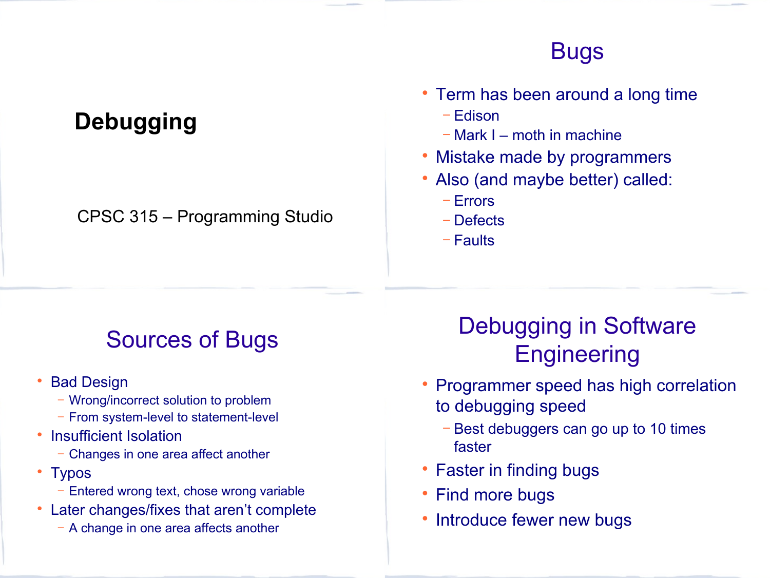# Debugging

CPSC 315 – Programming Studio

## Bugs

- Term has been around a long time
  - Edison
  - Mark I – moth in machine
- Mistake made by programmers
- Also (and maybe better) called:
  - Errors
  - Defects
  - Faults

## Sources of Bugs

- Bad Design
  - Wrong/incorrect solution to problem
  - From system-level to statement-level
- Insufficient Isolation
  - Changes in one area affect another
- Typos
  - Entered wrong text, chose wrong variable
- Later changes/fixes that aren't complete
  - A change in one area affects another

## Debugging in Software Engineering

- Programmer speed has high correlation to debugging speed
  - Best debuggers can go up to 10 times faster
- Faster in finding bugs
- Find more bugs
- Introduce fewer new bugs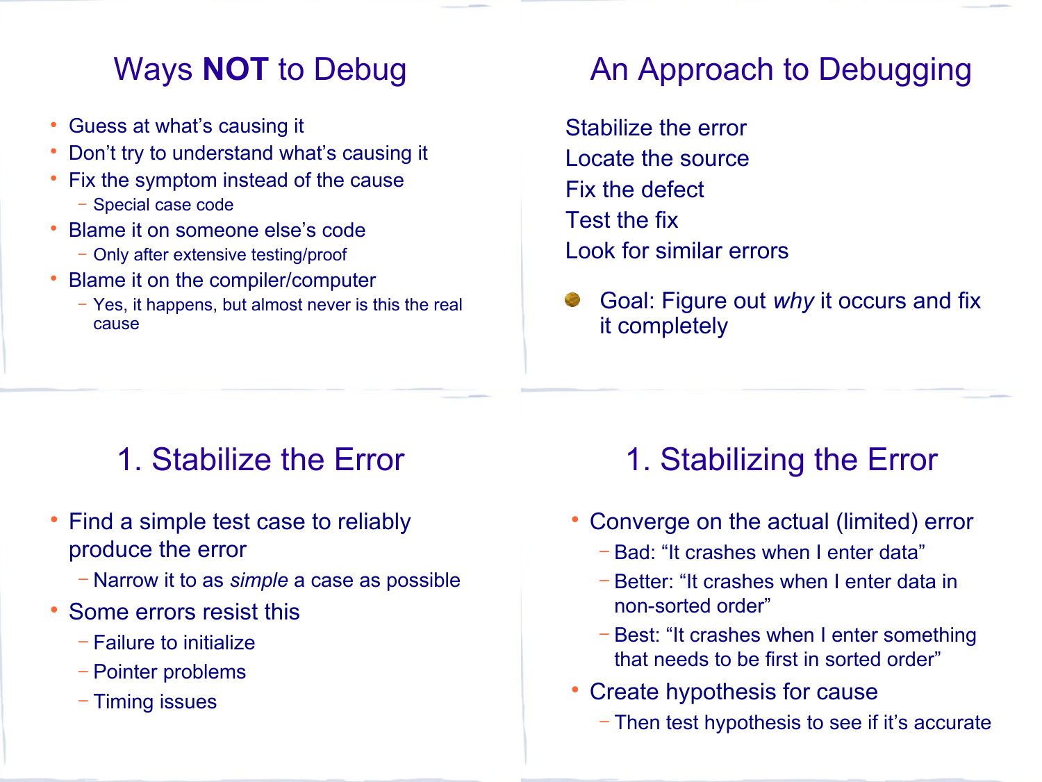## Ways **NOT** to Debug

- Guess at what's causing it
- Don't try to understand what's causing it
- Fix the symptom instead of the cause
  - Special case code
- Blame it on someone else's code
  - Only after extensive testing/proof
- Blame it on the compiler/computer
  - Yes, it happens, but almost never is this the real cause

## An Approach to Debugging

Stabilize the error
Locate the source
Fix the defect
Test the fix
Look for similar errors

- Goal: Figure out *why* it occurs and fix it completely

## 1. Stabilize the Error

- Find a simple test case to reliably produce the error
  - Narrow it to as *simple* a case as possible
- Some errors resist this
  - Failure to initialize
  - Pointer problems
  - Timing issues

## 1. Stabilizing the Error

- Converge on the actual (limited) error
  - Bad: "It crashes when I enter data"
  - Better: "It crashes when I enter data in non-sorted order"
  - Best: "It crashes when I enter something that needs to be first in sorted order"
- Create hypothesis for cause
  - Then test hypothesis to see if it's accurate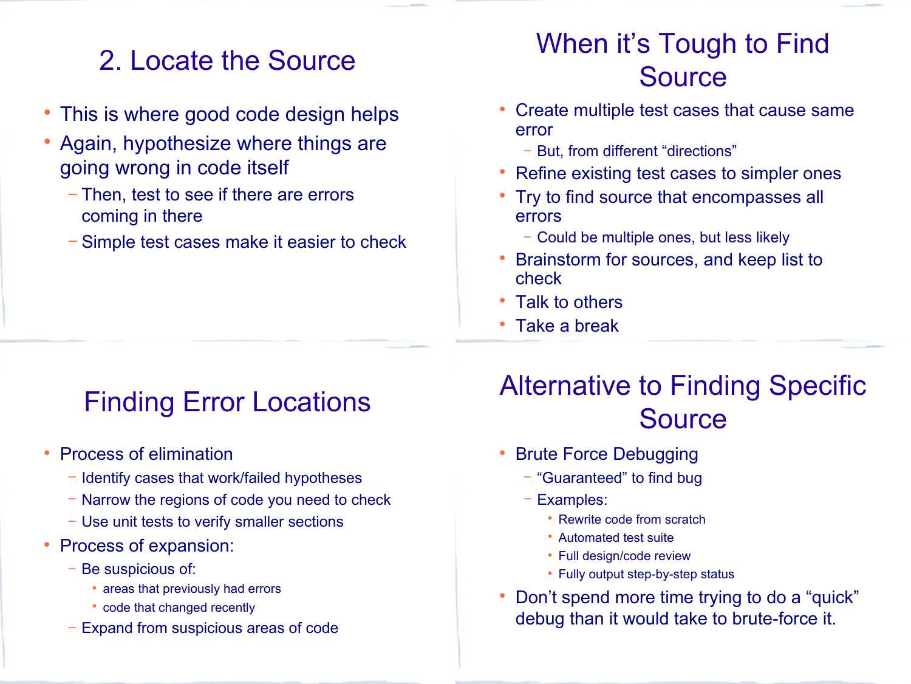## 2. Locate the Source

- This is where good code design helps
- Again, hypothesize where things are going wrong in code itself
  - Then, test to see if there are errors coming in there
  - Simple test cases make it easier to check

## When it's Tough to Find Source

- Create multiple test cases that cause same error
  - But, from different "directions"
- Refine existing test cases to simpler ones
- Try to find source that encompasses all errors
  - Could be multiple ones, but less likely
- Brainstorm for sources, and keep list to check
- Talk to others
- Take a break

## Finding Error Locations

- Process of elimination
  - Identify cases that work/failed hypotheses
  - Narrow the regions of code you need to check
  - Use unit tests to verify smaller sections
- Process of expansion:
  - Be suspicious of:
    - areas that previously had errors
    - code that changed recently
  - Expand from suspicious areas of code

## Alternative to Finding Specific Source

- Brute Force Debugging
  - "Guaranteed" to find bug
  - Examples:
    - Rewrite code from scratch
    - Automated test suite
    - Full design/code review
    - Fully output step-by-step status
- Don't spend more time trying to do a "quick" debug than it would take to brute-force it.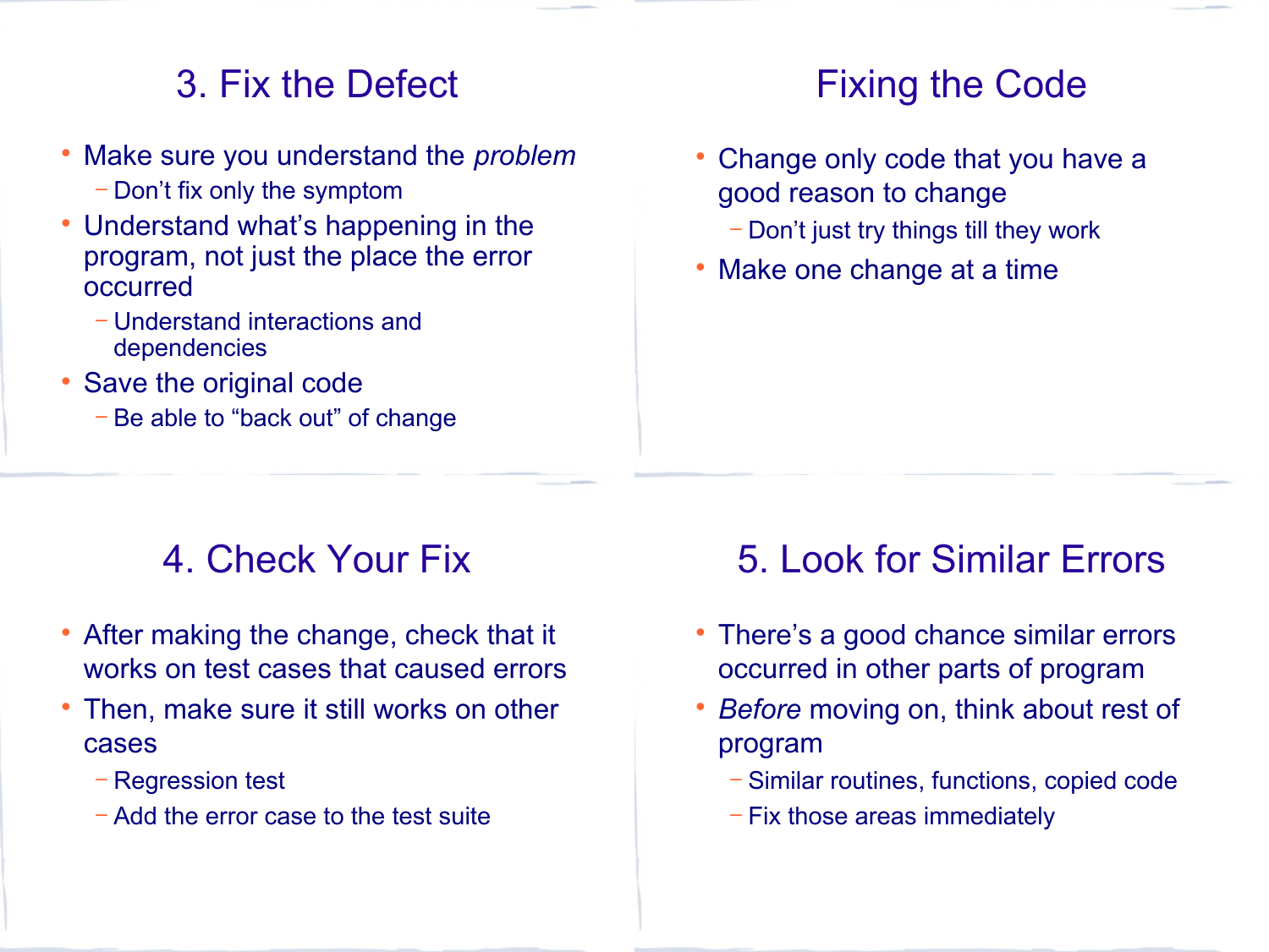## 3. Fix the Defect

- Make sure you understand the *problem*
  - Don't fix only the symptom
- Understand what's happening in the program, not just the place the error occurred
  - Understand interactions and dependencies
- Save the original code
  - Be able to "back out" of change

## Fixing the Code

- Change only code that you have a good reason to change
  - Don't just try things till they work
- Make one change at a time

## 4. Check Your Fix

- After making the change, check that it works on test cases that caused errors
- Then, make sure it still works on other cases
  - Regression test
  - Add the error case to the test suite

## 5. Look for Similar Errors

- There's a good chance similar errors occurred in other parts of program
- *Before* moving on, think about rest of program
  - Similar routines, functions, copied code
  - Fix those areas immediately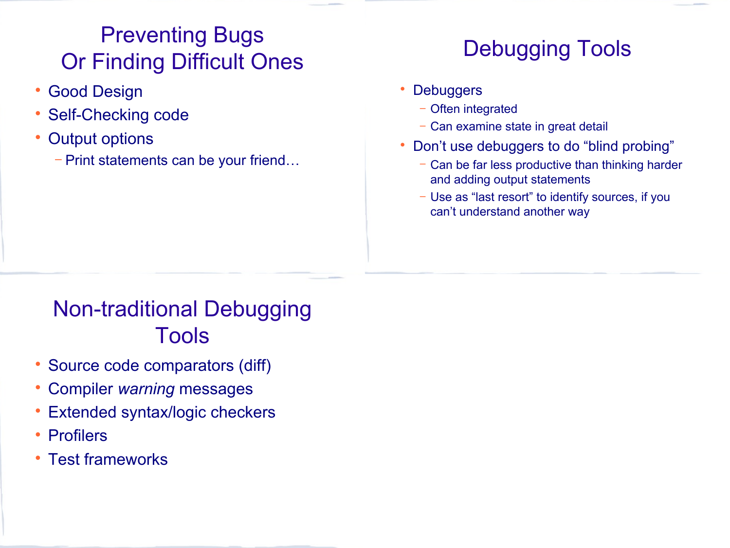## Preventing Bugs Or Finding Difficult Ones

- Good Design
- Self-Checking code
- Output options
  - Print statements can be your friend…

## Debugging Tools

- Debuggers
  - Often integrated
  - Can examine state in great detail
- Don’t use debuggers to do “blind probing”
  - Can be far less productive than thinking harder and adding output statements
  - Use as “last resort” to identify sources, if you can’t understand another way

## Non-traditional Debugging Tools

- Source code comparators (diff)
- Compiler *warning* messages
- Extended syntax/logic checkers
- Profilers
- Test frameworks